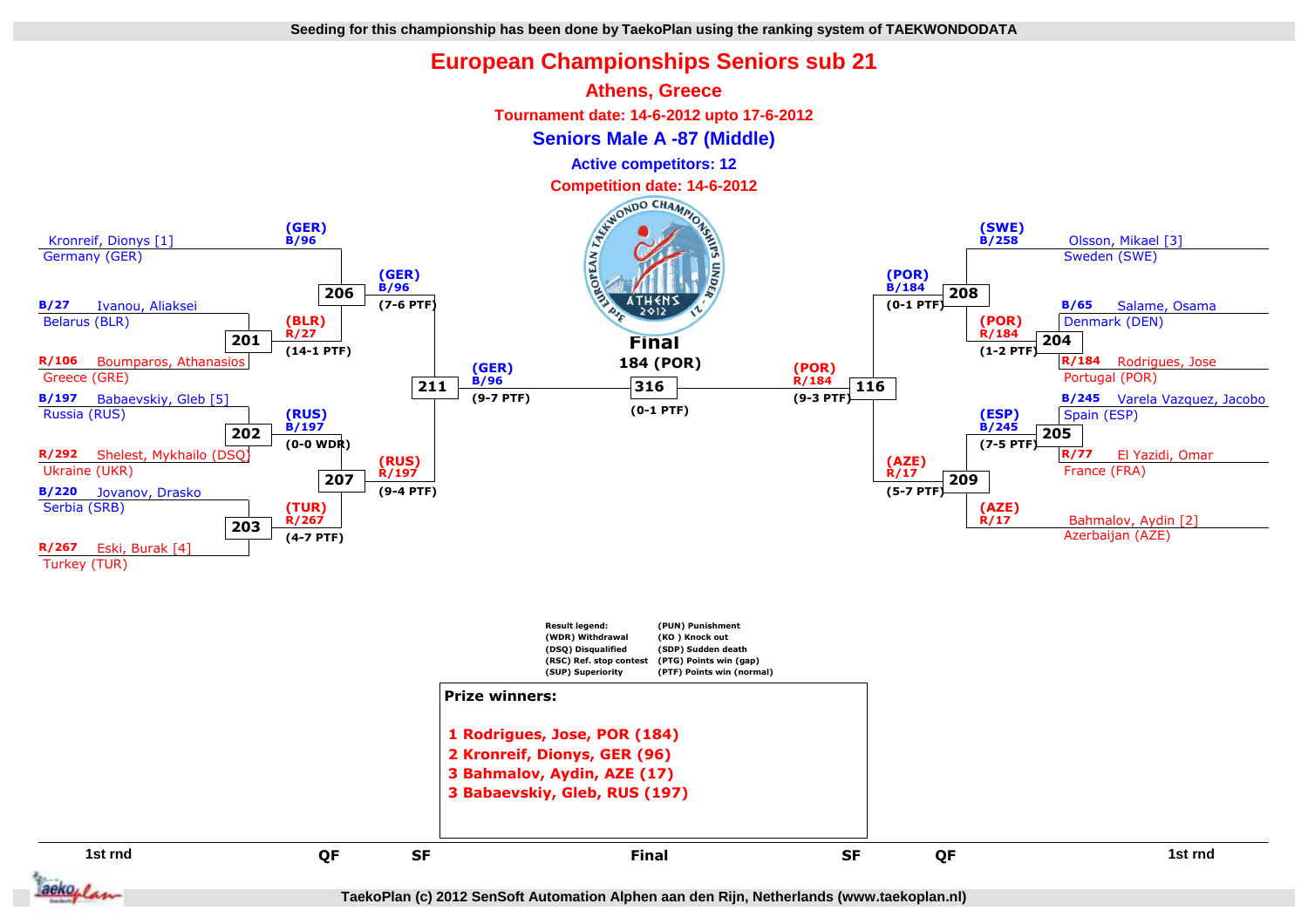Seeding for this championship has been done by TaekoPlan using the ranking system of TAEKWONDODATA

# European Championships Seniors sub 21

## Athens, Greece

**Tournament date: 14-6-2012 upto 17-6-2012**

### Seniors Male A -87 (Middle)

**Active competitors: 12**

**Competition date: 14-6-2012**

Kronreif, Dionys [1]
Germany (GER)

B/27 Ivanou, Aliaksei
Belarus (BLR)

R/106 Boumparos, Athanasios
Greece (GRE)

B/197 Babaevskiy, Gleb [5]
Russia (RUS)

R/292 Shelest, Mykhailo (DSQ)
Ukraine (UKR)

B/220 Jovanov, Drasko
Serbia (SRB)

R/267 Eski, Burak [4]
Turkey (TUR)

201: (BLR) R/27 (14-1 PTF)

202: (RUS) B/197 (0-0 WDR)

203: (TUR) R/267 (4-7 PTF)

206: (GER) B/96 (7-6 PTF)

207: (RUS) R/197 (9-4 PTF)

211: (GER) B/96 (9-7 PTF)

**Final**
**184 (POR)**
316
(0-1 PTF)

116: (POR) R/184 (9-3 PTF)

208: (POR) B/184 (0-1 PTF)

209: (AZE) R/17 (5-7 PTF)

204: (POR) R/184 (1-2 PTF)

205: (ESP) B/245 (7-5 PTF)

(SWE) B/258 Olsson, Mikael [3]
Sweden (SWE)

B/65 Salame, Osama
Denmark (DEN)

R/184 Rodrigues, Jose
Portugal (POR)

B/245 Varela Vazquez, Jacobo
Spain (ESP)

R/77 El Yazidi, Omar
France (FRA)

(AZE) R/17 Bahmalov, Aydin [2]
Azerbaijan (AZE)

Result legend:
(WDR) Withdrawal
(DSQ) Disqualified
(RSC) Ref. stop contest
(SUP) Superiority
(PUN) Punishment
(KO ) Knock out
(SDP) Sudden death
(PTG) Points win (gap)
(PTF) Points win (normal)

**Prize winners:**

1. Rodrigues, Jose, POR (184)
2. Kronreif, Dionys, GER (96)
3. Bahmalov, Aydin, AZE (17)
3. Babaevskiy, Gleb, RUS (197)

1st rnd | QF | SF | Final | SF | QF | 1st rnd

TaekoPlan (c) 2012 SenSoft Automation Alphen aan den Rijn, Netherlands (www.taekoplan.nl)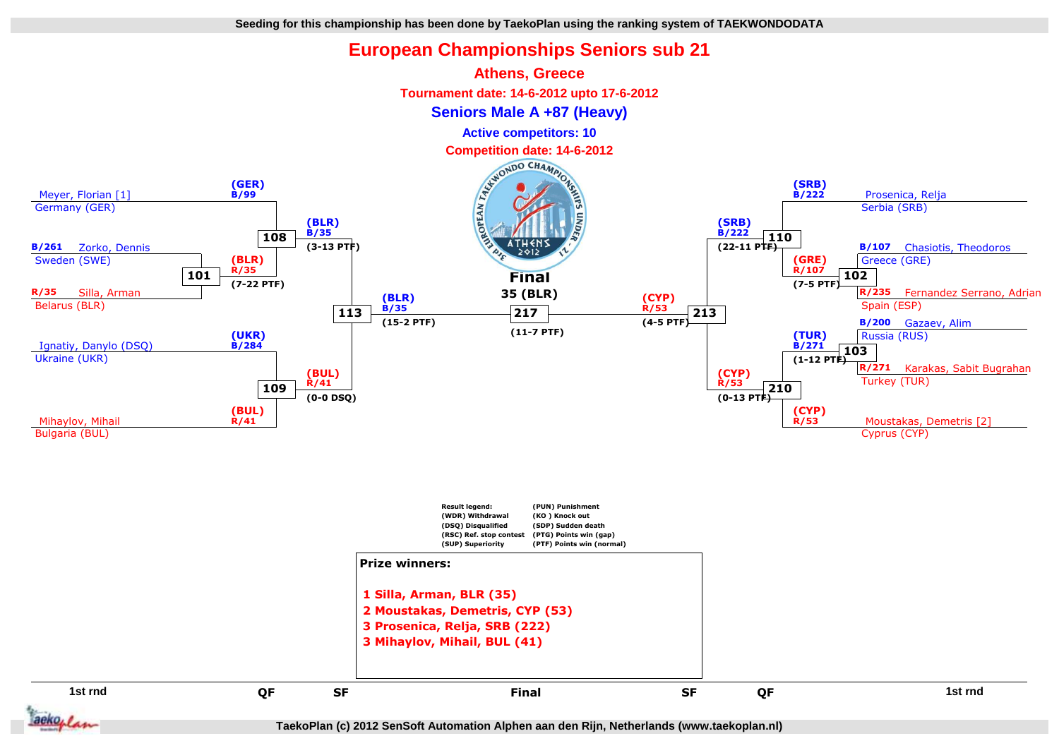Seeding for this championship has been done by TaekoPlan using the ranking system of TAEKWONDODATA

# European Championships Seniors sub 21

## Athens, Greece

**Tournament date: 14-6-2012 upto 17-6-2012**

## Seniors Male A +87 (Heavy)

**Active competitors: 10**

**Competition date: 14-6-2012**

Meyer, Florian [1]
Germany (GER)
(GER) B/99

B/261 Zorko, Dennis
Sweden (SWE)

R/35 Silla, Arman
Belarus (BLR)

101 (BLR) R/35 (7-22 PTF)

108 (BLR) B/35 (3-13 PTF)

Ignatiy, Danylo (DSQ)
Ukraine (UKR)
(UKR) B/284

Mihaylov, Mihail
Bulgaria (BUL)
(BUL) R/41

109 (BUL) R/41 (0-0 DSQ)

113 (BLR) B/35 (15-2 PTF)

**Final**
35 (BLR)
217 (11-7 PTF)

213 (CYP) R/53 (4-5 PTF)

Prosenica, Relja
Serbia (SRB)
(SRB) B/222

B/107 Chasiotis, Theodoros
Greece (GRE)

R/235 Fernandez Serrano, Adrian
Spain (ESP)

102 (GRE) R/107 (7-5 PTF)

110 (SRB) B/222 (22-11 PTF)

B/200 Gazaev, Alim
Russia (RUS)

R/271 Karakas, Sabit Bugrahan
Turkey (TUR)

103 (TUR) B/271 (1-12 PTF)

Moustakas, Demetris [2]
Cyprus (CYP)
(CYP) R/53

210 (CYP) R/53 (0-13 PTF)

| Result legend: | |
|---|---|
| (WDR) Withdrawal | (PUN) Punishment |
| (DSQ) Disqualified | (KO ) Knock out |
| (RSC) Ref. stop contest | (SDP) Sudden death |
| (SUP) Superiority | (PTG) Points win (gap) |
| | (PTF) Points win (normal) |

**Prize winners:**

1 Silla, Arman, BLR (35)
2 Moustakas, Demetris, CYP (53)
3 Prosenica, Relja, SRB (222)
3 Mihaylov, Mihail, BUL (41)

1st rnd | QF | SF | Final | SF | QF | 1st rnd

TaekoPlan (c) 2012 SenSoft Automation Alphen aan den Rijn, Netherlands (www.taekoplan.nl)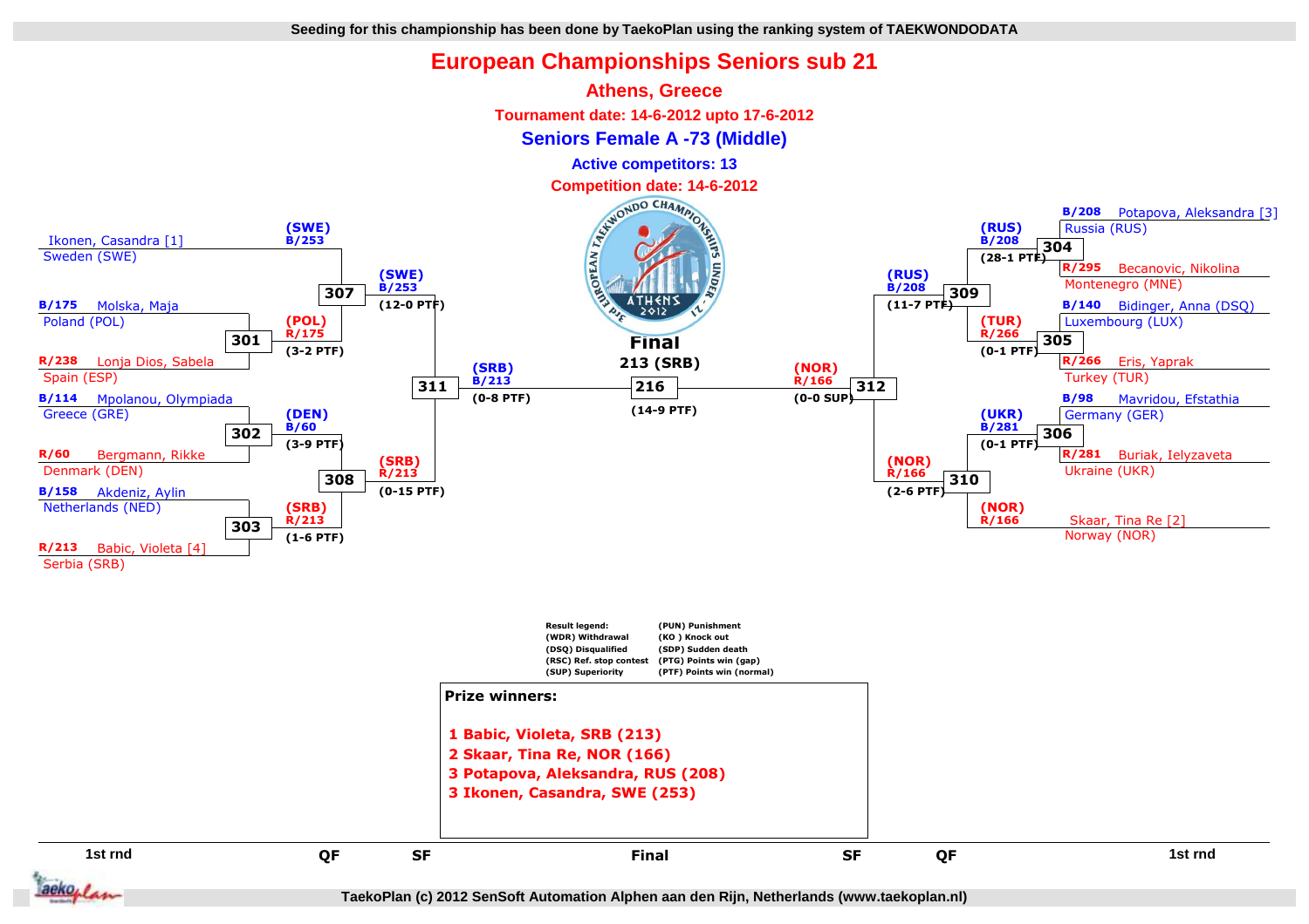Seeding for this championship has been done by TaekoPlan using the ranking system of TAEKWONDODATA

# European Championships Seniors sub 21

## Athens, Greece

**Tournament date: 14-6-2012 upto 17-6-2012**

## Seniors Female A -73 (Middle)

**Active competitors: 13**

**Competition date: 14-6-2012**

### 1st round

| Match | Competitor (Blue) | Competitor (Red) | Winner | Result |
|---|---|---|---|---|
| 301 | B/175 Molska, Maja – Poland (POL) | R/238 Lonja Dios, Sabela – Spain (ESP) | (POL) R/175 | (3-2 PTF) |
| 302 | B/114 Mpolanou, Olympiada – Greece (GRE) | R/60 Bergmann, Rikke – Denmark (DEN) | (DEN) B/60 | (3-9 PTF) |
| 303 | B/158 Akdeniz, Aylin – Netherlands (NED) | R/213 Babic, Violeta [4] – Serbia (SRB) | (SRB) R/213 | (1-6 PTF) |
| 304 | B/208 Potapova, Aleksandra [3] – Russia (RUS) | R/295 Becanovic, Nikolina – Montenegro (MNE) | (RUS) B/208 | (28-1 PTF) |
| 305 | B/140 Bidinger, Anna (DSQ) – Luxembourg (LUX) | R/266 Eris, Yaprak – Turkey (TUR) | (TUR) R/266 | (0-1 PTF) |
| 306 | B/98 Mavridou, Efstathia – Germany (GER) | R/281 Buriak, Ielyzaveta – Ukraine (UKR) | (UKR) B/281 | (0-1 PTF) |

### QF

| Match | Competitors | Winner | Result |
|---|---|---|---|
| 307 | Ikonen, Casandra [1] – Sweden (SWE) (B/253) vs (POL) R/175 | (SWE) B/253 | (12-0 PTF) |
| 308 | (DEN) B/60 vs (SRB) R/213 | (SRB) R/213 | (0-15 PTF) |
| 309 | (RUS) B/208 vs (TUR) R/266 | (RUS) B/208 | (11-7 PTF) |
| 310 | (UKR) B/281 vs Skaar, Tina Re [2] – Norway (NOR) (R/166) | (NOR) R/166 | (2-6 PTF) |

### SF

| Match | Competitors | Winner | Result |
|---|---|---|---|
| 311 | (SWE) B/253 vs (SRB) R/213 | (SRB) B/213 | (0-8 PTF) |
| 312 | (RUS) B/208 vs (NOR) R/166 | (NOR) R/166 | (0-0 SUP) |

### Final

| Match | Competitors | Winner | Result |
|---|---|---|---|
| 216 | (SRB) B/213 vs (NOR) R/166 | 213 (SRB) | (14-9 PTF) |

**Result legend:**

- (WDR) Withdrawal
- (DSQ) Disqualified
- (RSC) Ref. stop contest
- (SUP) Superiority
- (PUN) Punishment
- (KO ) Knock out
- (SDP) Sudden death
- (PTG) Points win (gap)
- (PTF) Points win (normal)

**Prize winners:**

1 Babic, Violeta, SRB (213)
2 Skaar, Tina Re, NOR (166)
3 Potapova, Aleksandra, RUS (208)
3 Ikonen, Casandra, SWE (253)

TaekoPlan (c) 2012 SenSoft Automation Alphen aan den Rijn, Netherlands (www.taekoplan.nl)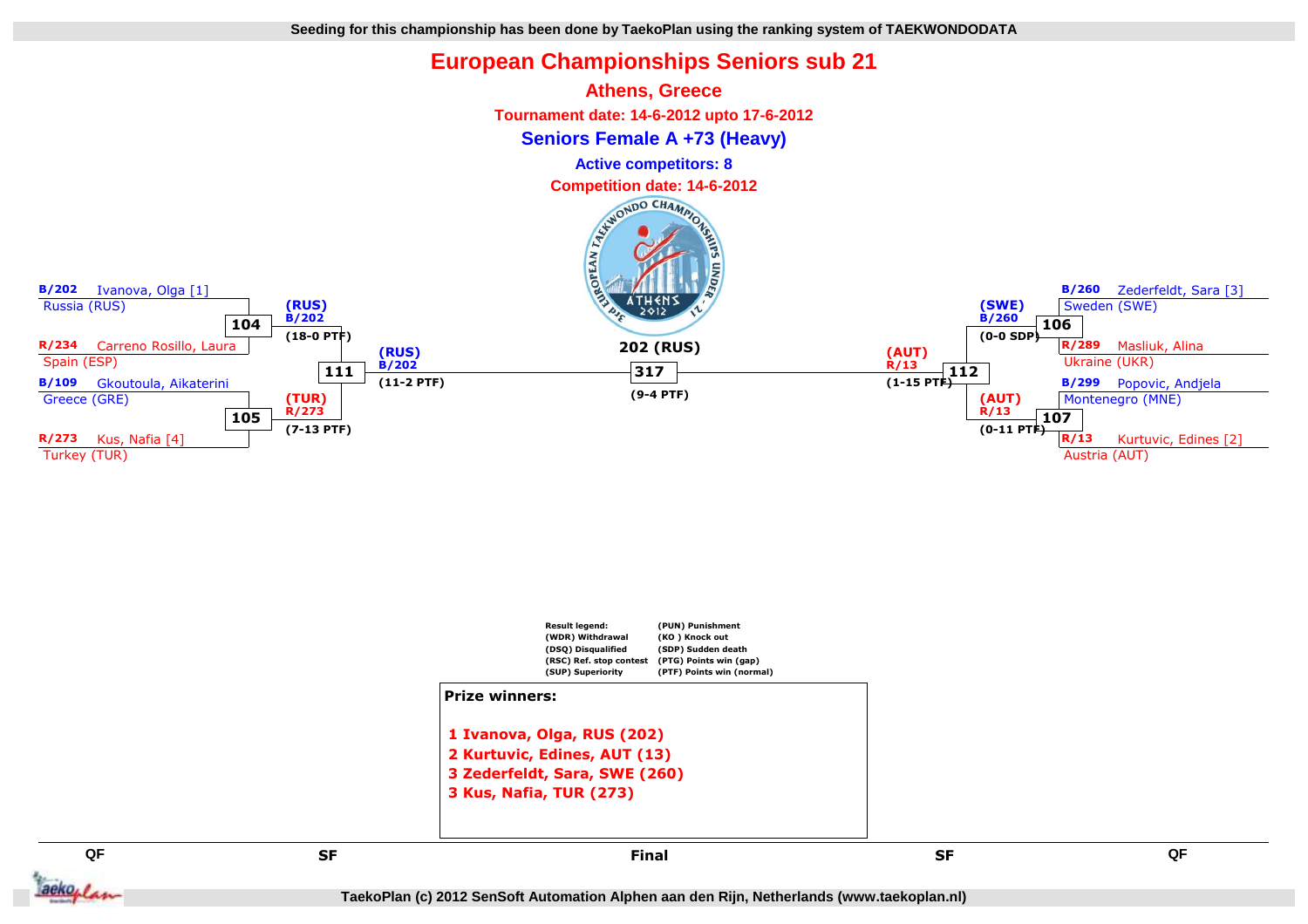Seeding for this championship has been done by TaekoPlan using the ranking system of TAEKWONDODATA

# European Championships Seniors sub 21

## Athens, Greece

Tournament date: 14-6-2012 upto 17-6-2012

## Seniors Female A +73 (Heavy)

Active competitors: 8

Competition date: 14-6-2012

**QF (left side)**

B/202 Ivanova, Olga [1]
Russia (RUS)

104

R/234 Carreno Rosillo, Laura
Spain (ESP)

B/109 Gkoutoula, Aikaterini
Greece (GRE)

105

R/273 Kus, Nafia [4]
Turkey (TUR)

**SF (left side)**

(RUS)
B/202
(18-0 PTF)

111

(TUR)
R/273
(7-13 PTF)

**Final**

(RUS)
B/202
(11-2 PTF)

202 (RUS)

317

(9-4 PTF)

(AUT)
R/13
(1-15 PTF)

**SF (right side)**

(SWE)
B/260
(0-0 SDP)

112

(AUT)
R/13
(0-11 PTF)

**QF (right side)**

B/260 Zederfeldt, Sara [3]
Sweden (SWE)

106

R/289 Masliuk, Alina
Ukraine (UKR)

B/299 Popovic, Andjela
Montenegro (MNE)

107

R/13 Kurtuvic, Edines [2]
Austria (AUT)

| Result legend: | |
|---|---|
| (WDR) Withdrawal | (PUN) Punishment |
| (DSQ) Disqualified | (KO ) Knock out |
| (RSC) Ref. stop contest | (SDP) Sudden death |
| (SUP) Superiority | (PTG) Points win (gap) |
| | (PTF) Points win (normal) |

**Prize winners:**

1 Ivanova, Olga, RUS (202)
2 Kurtuvic, Edines, AUT (13)
3 Zederfeldt, Sara, SWE (260)
3 Kus, Nafia, TUR (273)

QF SF Final SF QF

TaekoPlan (c) 2012 SenSoft Automation Alphen aan den Rijn, Netherlands (www.taekoplan.nl)